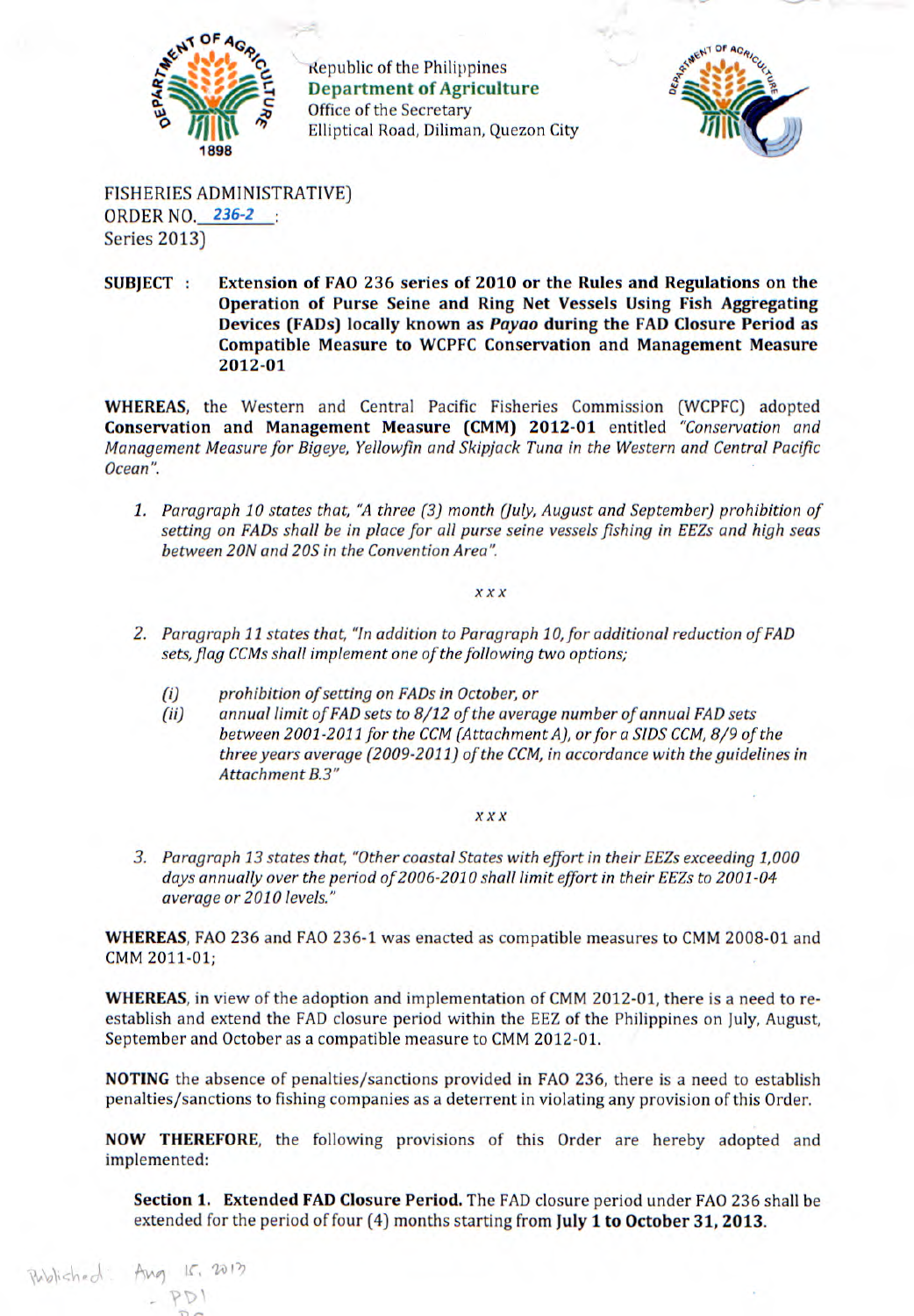Republic of the Philippines
**Department of Agriculture**
Office of the Secretary
Elliptical Road, Diliman, Quezon City

FISHERIES ADMINISTRATIVE)
ORDER NO. 236-2 :
Series 2013)

**SUBJECT : Extension of FAO 236 series of 2010 or the Rules and Regulations on the Operation of Purse Seine and Ring Net Vessels Using Fish Aggregating Devices (FADs) locally known as *Payao* during the FAD Closure Period as Compatible Measure to WCPFC Conservation and Management Measure 2012-01**

**WHEREAS**, the Western and Central Pacific Fisheries Commission (WCPFC) adopted **Conservation and Management Measure (CMM) 2012-01** entitled *"Conservation and Management Measure for Bigeye, Yellowfin and Skipjack Tuna in the Western and Central Pacific Ocean".*

1. *Paragraph 10 states that, "A three (3) month (July, August and September) prohibition of setting on FADs shall be in place for all purse seine vessels fishing in EEZs and high seas between 20N and 20S in the Convention Area".*

*x x x*

2. *Paragraph 11 states that, "In addition to Paragraph 10, for additional reduction of FAD sets, flag CCMs shall implement one of the following two options;*
   - *(i) prohibition of setting on FADs in October, or*
   - *(ii) annual limit of FAD sets to 8/12 of the average number of annual FAD sets between 2001-2011 for the CCM (Attachment A), or for a SIDS CCM, 8/9 of the three years average (2009-2011) of the CCM, in accordance with the guidelines in Attachment B.3"*

*x x x*

3. *Paragraph 13 states that, "Other coastal States with effort in their EEZs exceeding 1,000 days annually over the period of 2006-2010 shall limit effort in their EEZs to 2001-04 average or 2010 levels."*

**WHEREAS**, FAO 236 and FAO 236-1 was enacted as compatible measures to CMM 2008-01 and CMM 2011-01;

**WHEREAS**, in view of the adoption and implementation of CMM 2012-01, there is a need to re-establish and extend the FAD closure period within the EEZ of the Philippines on July, August, September and October as a compatible measure to CMM 2012-01.

**NOTING** the absence of penalties/sanctions provided in FAO 236, there is a need to establish penalties/sanctions to fishing companies as a deterrent in violating any provision of this Order.

**NOW THEREFORE**, the following provisions of this Order are hereby adopted and implemented:

**Section 1. Extended FAD Closure Period.** The FAD closure period under FAO 236 shall be extended for the period of four (4) months starting from **July 1 to October 31, 2013.**

Published: Aug 15, 2013
- PDI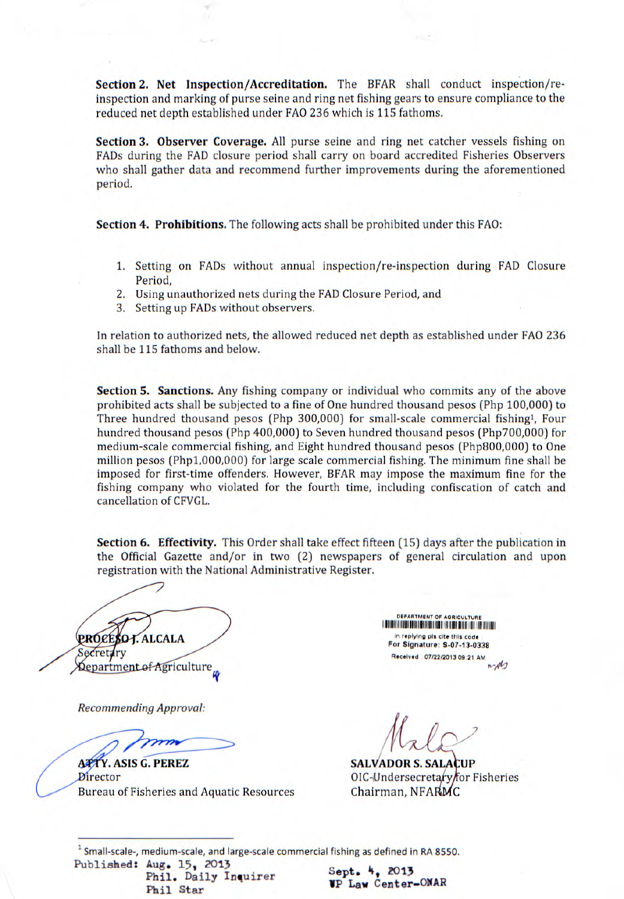**Section 2. Net Inspection/Accreditation.** The BFAR shall conduct inspection/re-inspection and marking of purse seine and ring net fishing gears to ensure compliance to the reduced net depth established under FAO 236 which is 115 fathoms.

**Section 3. Observer Coverage.** All purse seine and ring net catcher vessels fishing on FADs during the FAD closure period shall carry on board accredited Fisheries Observers who shall gather data and recommend further improvements during the aforementioned period.

**Section 4. Prohibitions.** The following acts shall be prohibited under this FAO:

1. Setting on FADs without annual inspection/re-inspection during FAD Closure Period,
2. Using unauthorized nets during the FAD Closure Period, and
3. Setting up FADs without observers.

In relation to authorized nets, the allowed reduced net depth as established under FAO 236 shall be 115 fathoms and below.

**Section 5. Sanctions.** Any fishing company or individual who commits any of the above prohibited acts shall be subjected to a fine of One hundred thousand pesos (Php 100,000) to Three hundred thousand pesos (Php 300,000) for small-scale commercial fishing[1], Four hundred thousand pesos (Php 400,000) to Seven hundred thousand pesos (Php700,000) for medium-scale commercial fishing, and Eight hundred thousand pesos (Php800,000) to One million pesos (Php1,000,000) for large scale commercial fishing. The minimum fine shall be imposed for first-time offenders. However, BFAR may impose the maximum fine for the fishing company who violated for the fourth time, including confiscation of catch and cancellation of CFVGL.

**Section 6. Effectivity.** This Order shall take effect fifteen (15) days after the publication in the Official Gazette and/or in two (2) newspapers of general circulation and upon registration with the National Administrative Register.

**PROCESO J. ALCALA**
Secretary
Department of Agriculture

DEPARTMENT OF AGRICULTURE
in replying pls cite this code
For Signature: S-07-13-0338
Received: 07/22/2013 09:21 AM

*Recommending Approval:*

**ATTY. ASIS G. PEREZ**
Director
Bureau of Fisheries and Aquatic Resources

**SALVADOR S. SALACUP**
OIC-Undersecretary for Fisheries
Chairman, NFARMC

[1] Small-scale-, medium-scale, and large-scale commercial fishing as defined in RA 8550.

Published: Aug. 15, 2013
Phil. Daily Inquirer
Phil Star

Sept. 4, 2013
UP Law Center-ONAR